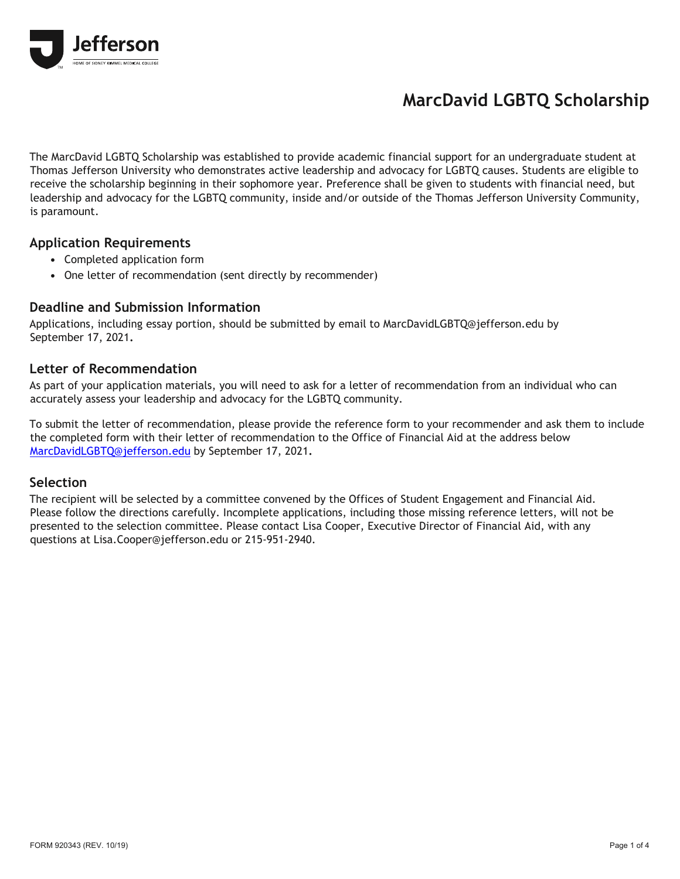Jefferson

HOME OF SIDNEY KIMMEL MEDICAL COLLEGE

# MarcDavid LGBTQ Scholarship

The MarcDavid LGBTQ Scholarship was established to provide academic financial support for an undergraduate student at Thomas Jefferson University who demonstrates active leadership and advocacy for LGBTQ causes. Students are eligible to receive the scholarship beginning in their sophomore year. Preference shall be given to students with financial need, but leadership and advocacy for the LGBTQ community, inside and/or outside of the Thomas Jefferson University Community, is paramount.

## Application Requirements

- Completed application form
- One letter of recommendation (sent directly by recommender)

## Deadline and Submission Information

Applications, including essay portion, should be submitted by email to MarcDavidLGBTQ@jefferson.edu by September 17, 2021.

## Letter of Recommendation

As part of your application materials, you will need to ask for a letter of recommendation from an individual who can accurately assess your leadership and advocacy for the LGBTQ community.

To submit the letter of recommendation, please provide the reference form to your recommender and ask them to include the completed form with their letter of recommendation to the Office of Financial Aid at the address below MarcDavidLGBTQ@jefferson.edu by September 17, 2021.

## Selection

The recipient will be selected by a committee convened by the Offices of Student Engagement and Financial Aid. Please follow the directions carefully. Incomplete applications, including those missing reference letters, will not be presented to the selection committee. Please contact Lisa Cooper, Executive Director of Financial Aid, with any questions at Lisa.Cooper@jefferson.edu or 215-951-2940.

FORM 920343 (REV. 10/19)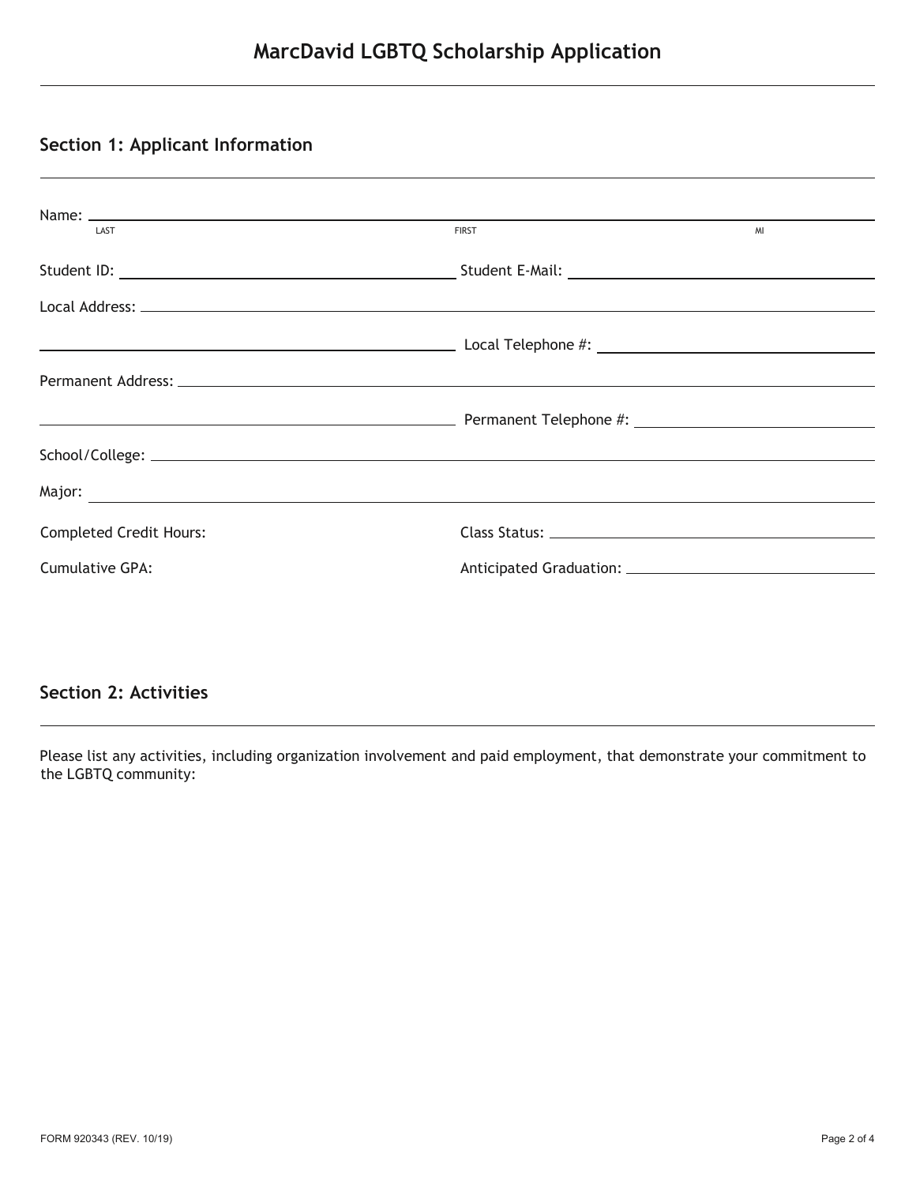# MarcDavid LGBTQ Scholarship Application

## Section 1: Applicant Information

Name: ______________________________________________
LAST FIRST MI

Student ID: ____________________ Student E-Mail: ____________________

Local Address: ______________________________________________

______________________________ Local Telephone #: ____________________

Permanent Address: ______________________________________________

______________________________ Permanent Telephone #: ____________________

School/College: ______________________________________________

Major: ______________________________________________

Completed Credit Hours: Class Status: ____________________

Cumulative GPA: Anticipated Graduation: ____________________

## Section 2: Activities

Please list any activities, including organization involvement and paid employment, that demonstrate your commitment to the LGBTQ community:

FORM 920343 (REV. 10/19)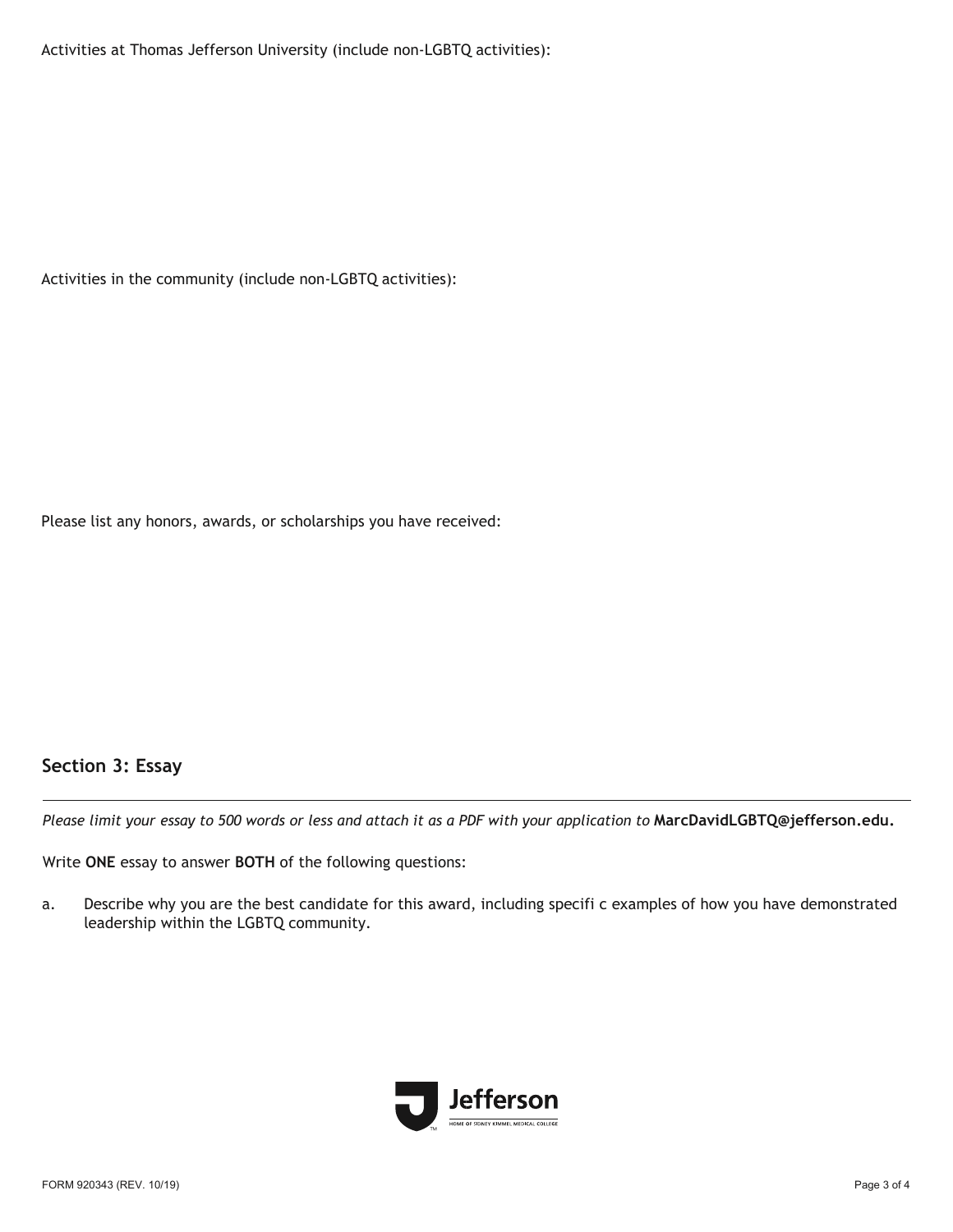Activities at Thomas Jefferson University (include non-LGBTQ activities):

Activities in the community (include non-LGBTQ activities):

Please list any honors, awards, or scholarships you have received:

## Section 3: Essay

*Please limit your essay to 500 words or less and attach it as a PDF with your application to* **MarcDavidLGBTQ@jefferson.edu.**

Write **ONE** essay to answer **BOTH** of the following questions:

a. Describe why you are the best candidate for this award, including specifi c examples of how you have demonstrated leadership within the LGBTQ community.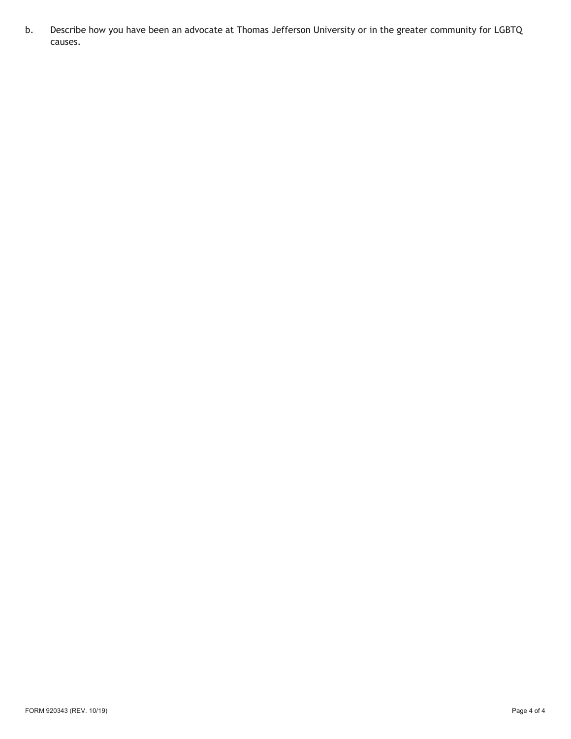b. Describe how you have been an advocate at Thomas Jefferson University or in the greater community for LGBTQ causes.

FORM 920343 (REV. 10/19)